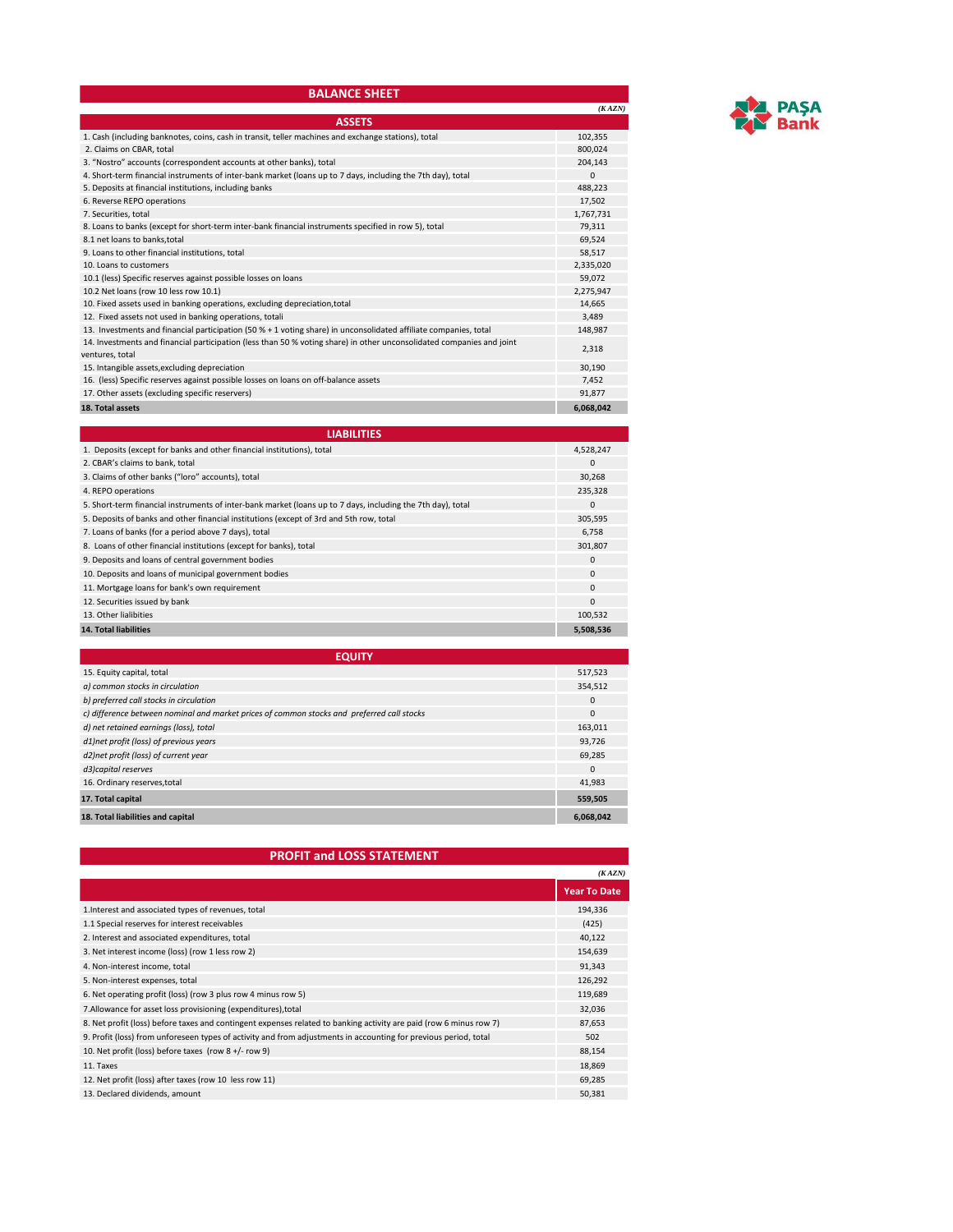PAŞA Bank

# BALANCE SHEET

(K AZN)

## ASSETS

| | |
|---|---|
| 1. Cash (including banknotes, coins, cash in transit, teller machines and exchange stations), total | 102,355 |
| 2. Claims on CBAR, total | 800,024 |
| 3. "Nostro" accounts (correspondent accounts at other banks), total | 204,143 |
| 4. Short-term financial instruments of inter-bank market (loans up to 7 days, including the 7th day), total | 0 |
| 5. Deposits at financial institutions, including banks | 488,223 |
| 6. Reverse REPO operations | 17,502 |
| 7. Securities, total | 1,767,731 |
| 8. Loans to banks (except for short-term inter-bank financial instruments specified in row 5), total | 79,311 |
| 8.1 net loans to banks,total | 69,524 |
| 9. Loans to other financial institutions, total | 58,517 |
| 10. Loans to customers | 2,335,020 |
| 10.1 (less) Specific reserves against possible losses on loans | 59,072 |
| 10.2 Net loans (row 10 less row 10.1) | 2,275,947 |
| 10. Fixed assets used in banking operations, excluding depreciation,total | 14,665 |
| 12. Fixed assets not used in banking operations, totali | 3,489 |
| 13. Investments and financial participation (50 % + 1 voting share) in unconsolidated affiliate companies, total | 148,987 |
| 14. Investments and financial participation (less than 50 % voting share) in other unconsolidated companies and joint ventures, total | 2,318 |
| 15. Intangible assets,excluding depreciation | 30,190 |
| 16. (less) Specific reserves against possible losses on loans on off-balance assets | 7,452 |
| 17. Other assets (excluding specific reservers) | 91,877 |
| **18. Total assets** | **6,068,042** |

## LIABILITIES

| | |
|---|---|
| 1. Deposits (except for banks and other financial institutions), total | 4,528,247 |
| 2. CBAR's claims to bank, total | 0 |
| 3. Claims of other banks ("loro" accounts), total | 30,268 |
| 4. REPO operations | 235,328 |
| 5. Short-term financial instruments of inter-bank market (loans up to 7 days, including the 7th day), total | 0 |
| 5. Deposits of banks and other financial institutions (except of 3rd and 5th row, total | 305,595 |
| 7. Loans of banks (for a period above 7 days), total | 6,758 |
| 8. Loans of other financial institutions (except for banks), total | 301,807 |
| 9. Deposits and loans of central government bodies | 0 |
| 10. Deposits and loans of municipal government bodies | 0 |
| 11. Mortgage loans for bank's own requirement | 0 |
| 12. Securities issued by bank | 0 |
| 13. Other liabilities | 100,532 |
| **14. Total liabilities** | **5,508,536** |

## EQUITY

| | |
|---|---|
| 15. Equity capital, total | 517,523 |
| *a) common stocks in circulation* | 354,512 |
| *b) preferred call stocks in circulation* | 0 |
| *c) difference between nominal and market prices of common stocks and preferred call stocks* | 0 |
| *d) net retained earnings (loss), total* | 163,011 |
| *d1)net profit (loss) of previous years* | 93,726 |
| *d2)net profit (loss) of current year* | 69,285 |
| *d3)capital reserves* | 0 |
| 16. Ordinary reserves,total | 41,983 |
| **17. Total capital** | **559,505** |
| **18. Total liabilities and capital** | **6,068,042** |

# PROFIT and LOSS STATEMENT

(K AZN)

| | Year To Date |
|---|---|
| 1.Interest and associated types of revenues, total | 194,336 |
| 1.1 Special reserves for interest receivables | (425) |
| 2. Interest and associated expenditures, total | 40,122 |
| 3. Net interest income (loss) (row 1 less row 2) | 154,639 |
| 4. Non-interest income, total | 91,343 |
| 5. Non-interest expenses, total | 126,292 |
| 6. Net operating profit (loss) (row 3 plus row 4 minus row 5) | 119,689 |
| 7.Allowance for asset loss provisioning (expenditures),total | 32,036 |
| 8. Net profit (loss) before taxes and contingent expenses related to banking activity are paid (row 6 minus row 7) | 87,653 |
| 9. Profit (loss) from unforeseen types of activity and from adjustments in accounting for previous period, total | 502 |
| 10. Net profit (loss) before taxes (row 8 +/- row 9) | 88,154 |
| 11. Taxes | 18,869 |
| 12. Net profit (loss) after taxes (row 10 less row 11) | 69,285 |
| 13. Declared dividends, amount | 50,381 |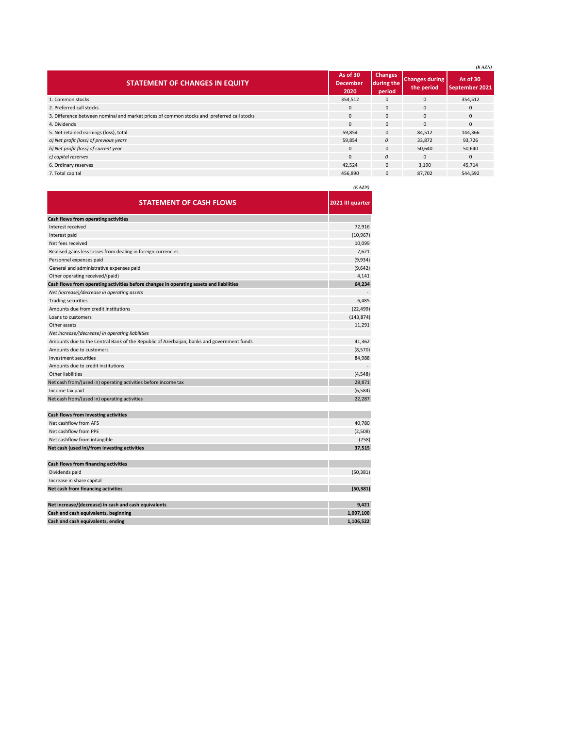*(K AZN)*

| STATEMENT OF CHANGES IN EQUITY | As of 30 December 2020 | Changes during the period | Changes during the period | As of 30 September 2021 |
|---|---|---|---|---|
| 1. Common stocks | 354,512 | 0 | 0 | 354,512 |
| 2. Preferred call stocks | 0 | 0 | 0 | 0 |
| 3. Difference between nominal and market prices of common stocks and preferred call stocks | 0 | 0 | 0 | 0 |
| 4. Dividends | 0 | 0 | 0 | 0 |
| 5. Net retained earnings (loss), total | 59,854 | 0 | 84,512 | 144,366 |
| *a) Net profit (loss) of previous years* | 59,854 | *0* | 33,872 | 93,726 |
| *b) Net profit (loss) of current year* | 0 | 0 | 50,640 | 50,640 |
| *c) capital reserves* | 0 | *0* | 0 | 0 |
| 6. Ordinary reserves | 42,524 | 0 | 3,190 | 45,714 |
| 7. Total capital | 456,890 | 0 | 87,702 | 544,592 |

*(K AZN)*

| STATEMENT OF CASH FLOWS | 2021 III quarter |
|---|---|
| **Cash flows from operating activities** | |
| Interest received | 72,916 |
| Interest paid | (10,967) |
| Net fees received | 10,099 |
| Realised gains less losses from dealing in foreign currencies | 7,621 |
| Personnel expenses paid | (9,934) |
| General and administrative expenses paid | (9,642) |
| Other operating received/(paid) | 4,141 |
| **Cash flows from operating activities before changes in operating assets and liabilities** | **64,234** |
| *Net (increase)/decrease in operating assets* | - |
| Trading securities | 6,485 |
| Amounts due from credit institutions | (22,499) |
| Loans to customers | (143,874) |
| Other assets | 11,291 |
| *Net increase/(decrease) in operating liabilities* | |
| Amounts due to the Central Bank of the Republic of Azerbaijan, banks and government funds | 41,362 |
| Amounts due to customers | (8,570) |
| Investment securities | 84,988 |
| Amounts due to credit institutions | - |
| Other liabilities | (4,548) |
| Net cash from/(used in) operating activities before income tax | 28,871 |
| Income tax paid | (6,584) |
| Net cash from/(used in) operating activities | 22,287 |
| | |
| **Cash flows from investing activities** | |
| Net cashflow from AFS | 40,780 |
| Net cashflow from PPE | (2,508) |
| Net cashflow from intangible | (758) |
| **Net cash (used in)/from investing activities** | **37,515** |
| | |
| **Cash flows from financing activities** | |
| Dividends paid | (50,381) |
| Increase in share capital | |
| **Net cash from financing activities** | **(50,381)** |
| | |
| **Net increase/(decrease) in cash and cash equivalents** | **9,421** |
| **Cash and cash equivalents, beginning** | **1,097,100** |
| **Cash and cash equivalents, ending** | **1,106,522** |